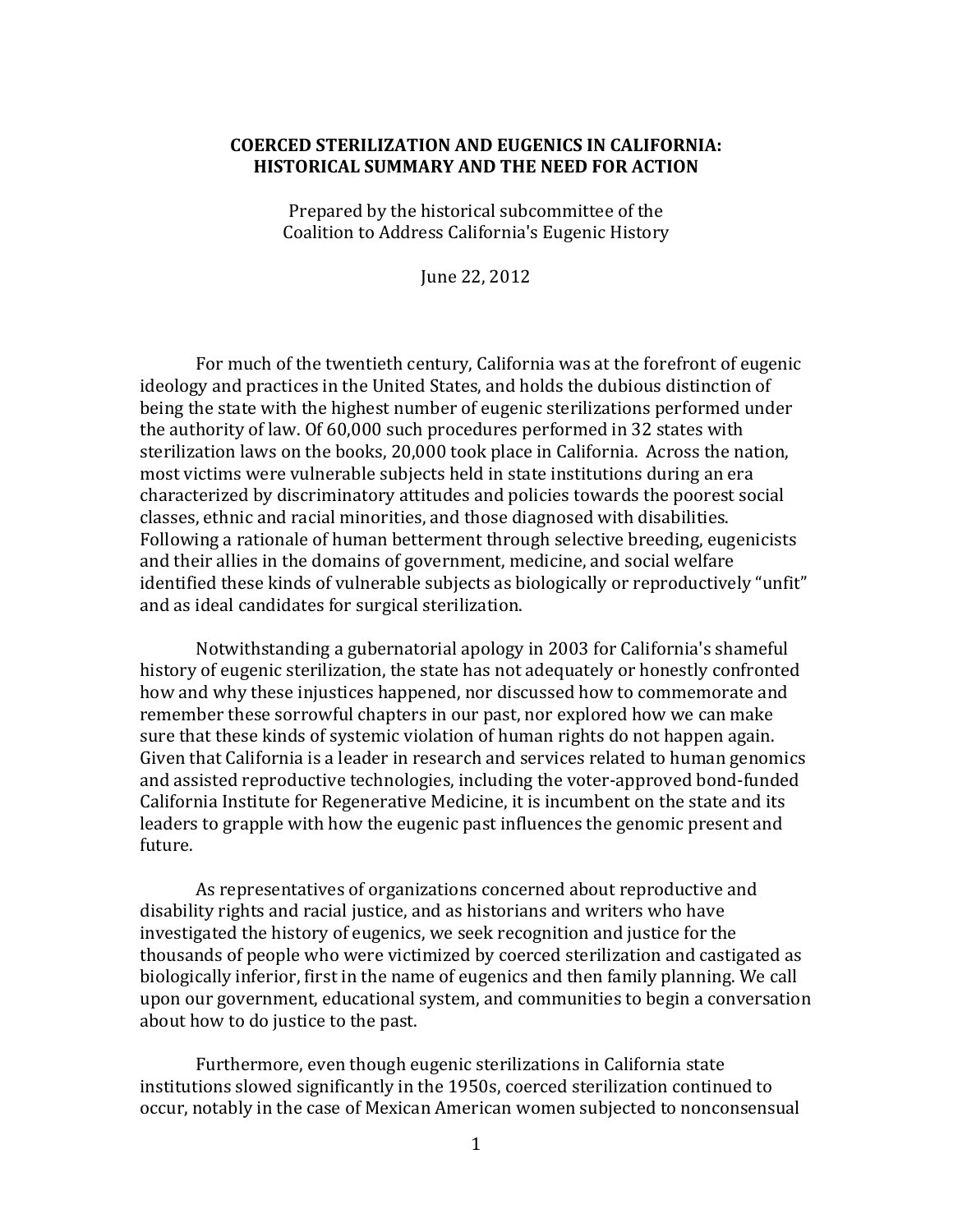# COERCED STERILIZATION AND EUGENICS IN CALIFORNIA: HISTORICAL SUMMARY AND THE NEED FOR ACTION

Prepared by the historical subcommittee of the
Coalition to Address California's Eugenic History

June 22, 2012

For much of the twentieth century, California was at the forefront of eugenic ideology and practices in the United States, and holds the dubious distinction of being the state with the highest number of eugenic sterilizations performed under the authority of law. Of 60,000 such procedures performed in 32 states with sterilization laws on the books, 20,000 took place in California. Across the nation, most victims were vulnerable subjects held in state institutions during an era characterized by discriminatory attitudes and policies towards the poorest social classes, ethnic and racial minorities, and those diagnosed with disabilities. Following a rationale of human betterment through selective breeding, eugenicists and their allies in the domains of government, medicine, and social welfare identified these kinds of vulnerable subjects as biologically or reproductively "unfit" and as ideal candidates for surgical sterilization.

Notwithstanding a gubernatorial apology in 2003 for California's shameful history of eugenic sterilization, the state has not adequately or honestly confronted how and why these injustices happened, nor discussed how to commemorate and remember these sorrowful chapters in our past, nor explored how we can make sure that these kinds of systemic violation of human rights do not happen again. Given that California is a leader in research and services related to human genomics and assisted reproductive technologies, including the voter-approved bond-funded California Institute for Regenerative Medicine, it is incumbent on the state and its leaders to grapple with how the eugenic past influences the genomic present and future.

As representatives of organizations concerned about reproductive and disability rights and racial justice, and as historians and writers who have investigated the history of eugenics, we seek recognition and justice for the thousands of people who were victimized by coerced sterilization and castigated as biologically inferior, first in the name of eugenics and then family planning. We call upon our government, educational system, and communities to begin a conversation about how to do justice to the past.

Furthermore, even though eugenic sterilizations in California state institutions slowed significantly in the 1950s, coerced sterilization continued to occur, notably in the case of Mexican American women subjected to nonconsensual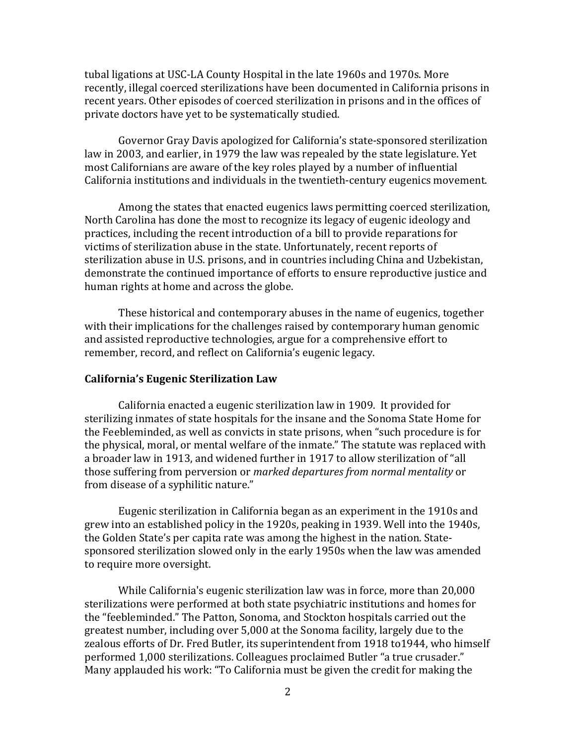tubal ligations at USC-LA County Hospital in the late 1960s and 1970s. More recently, illegal coerced sterilizations have been documented in California prisons in recent years. Other episodes of coerced sterilization in prisons and in the offices of private doctors have yet to be systematically studied.

Governor Gray Davis apologized for California's state-sponsored sterilization law in 2003, and earlier, in 1979 the law was repealed by the state legislature. Yet most Californians are aware of the key roles played by a number of influential California institutions and individuals in the twentieth-century eugenics movement.

Among the states that enacted eugenics laws permitting coerced sterilization, North Carolina has done the most to recognize its legacy of eugenic ideology and practices, including the recent introduction of a bill to provide reparations for victims of sterilization abuse in the state. Unfortunately, recent reports of sterilization abuse in U.S. prisons, and in countries including China and Uzbekistan, demonstrate the continued importance of efforts to ensure reproductive justice and human rights at home and across the globe.

These historical and contemporary abuses in the name of eugenics, together with their implications for the challenges raised by contemporary human genomic and assisted reproductive technologies, argue for a comprehensive effort to remember, record, and reflect on California's eugenic legacy.

**California's Eugenic Sterilization Law**

California enacted a eugenic sterilization law in 1909. It provided for sterilizing inmates of state hospitals for the insane and the Sonoma State Home for the Feebleminded, as well as convicts in state prisons, when "such procedure is for the physical, moral, or mental welfare of the inmate." The statute was replaced with a broader law in 1913, and widened further in 1917 to allow sterilization of "all those suffering from perversion or *marked departures from normal mentality* or from disease of a syphilitic nature."

Eugenic sterilization in California began as an experiment in the 1910s and grew into an established policy in the 1920s, peaking in 1939. Well into the 1940s, the Golden State's per capita rate was among the highest in the nation. State-sponsored sterilization slowed only in the early 1950s when the law was amended to require more oversight.

While California's eugenic sterilization law was in force, more than 20,000 sterilizations were performed at both state psychiatric institutions and homes for the "feebleminded." The Patton, Sonoma, and Stockton hospitals carried out the greatest number, including over 5,000 at the Sonoma facility, largely due to the zealous efforts of Dr. Fred Butler, its superintendent from 1918 to1944, who himself performed 1,000 sterilizations. Colleagues proclaimed Butler "a true crusader." Many applauded his work: "To California must be given the credit for making the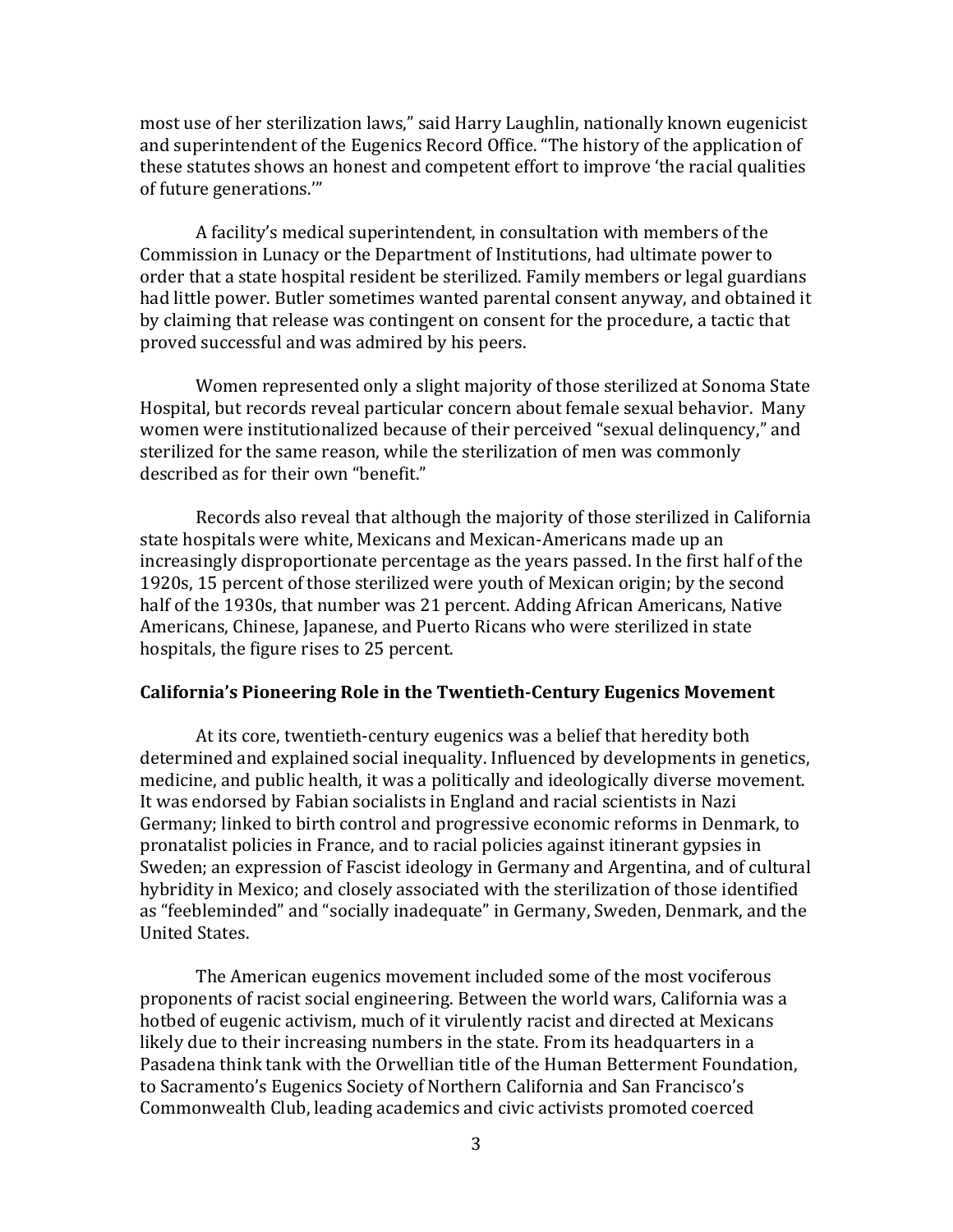most use of her sterilization laws," said Harry Laughlin, nationally known eugenicist and superintendent of the Eugenics Record Office. "The history of the application of these statutes shows an honest and competent effort to improve 'the racial qualities of future generations.'"

A facility's medical superintendent, in consultation with members of the Commission in Lunacy or the Department of Institutions, had ultimate power to order that a state hospital resident be sterilized. Family members or legal guardians had little power. Butler sometimes wanted parental consent anyway, and obtained it by claiming that release was contingent on consent for the procedure, a tactic that proved successful and was admired by his peers.

Women represented only a slight majority of those sterilized at Sonoma State Hospital, but records reveal particular concern about female sexual behavior. Many women were institutionalized because of their perceived "sexual delinquency," and sterilized for the same reason, while the sterilization of men was commonly described as for their own "benefit."

Records also reveal that although the majority of those sterilized in California state hospitals were white, Mexicans and Mexican-Americans made up an increasingly disproportionate percentage as the years passed. In the first half of the 1920s, 15 percent of those sterilized were youth of Mexican origin; by the second half of the 1930s, that number was 21 percent. Adding African Americans, Native Americans, Chinese, Japanese, and Puerto Ricans who were sterilized in state hospitals, the figure rises to 25 percent.

**California's Pioneering Role in the Twentieth-Century Eugenics Movement**

At its core, twentieth-century eugenics was a belief that heredity both determined and explained social inequality. Influenced by developments in genetics, medicine, and public health, it was a politically and ideologically diverse movement. It was endorsed by Fabian socialists in England and racial scientists in Nazi Germany; linked to birth control and progressive economic reforms in Denmark, to pronatalist policies in France, and to racial policies against itinerant gypsies in Sweden; an expression of Fascist ideology in Germany and Argentina, and of cultural hybridity in Mexico; and closely associated with the sterilization of those identified as "feebleminded" and "socially inadequate" in Germany, Sweden, Denmark, and the United States.

The American eugenics movement included some of the most vociferous proponents of racist social engineering. Between the world wars, California was a hotbed of eugenic activism, much of it virulently racist and directed at Mexicans likely due to their increasing numbers in the state. From its headquarters in a Pasadena think tank with the Orwellian title of the Human Betterment Foundation, to Sacramento's Eugenics Society of Northern California and San Francisco's Commonwealth Club, leading academics and civic activists promoted coerced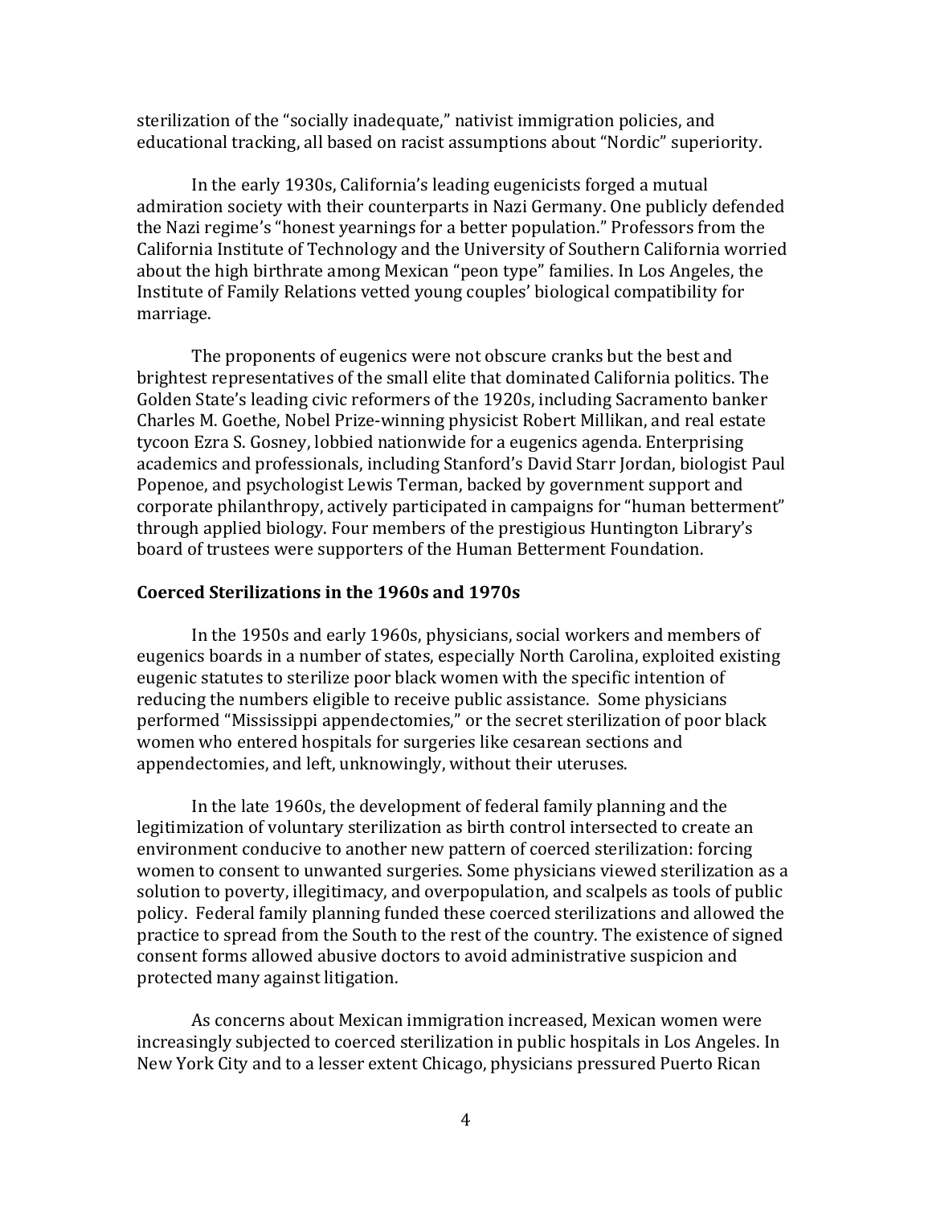sterilization of the "socially inadequate," nativist immigration policies, and educational tracking, all based on racist assumptions about "Nordic" superiority.

In the early 1930s, California's leading eugenicists forged a mutual admiration society with their counterparts in Nazi Germany. One publicly defended the Nazi regime's "honest yearnings for a better population." Professors from the California Institute of Technology and the University of Southern California worried about the high birthrate among Mexican "peon type" families. In Los Angeles, the Institute of Family Relations vetted young couples' biological compatibility for marriage.

The proponents of eugenics were not obscure cranks but the best and brightest representatives of the small elite that dominated California politics. The Golden State's leading civic reformers of the 1920s, including Sacramento banker Charles M. Goethe, Nobel Prize-winning physicist Robert Millikan, and real estate tycoon Ezra S. Gosney, lobbied nationwide for a eugenics agenda. Enterprising academics and professionals, including Stanford's David Starr Jordan, biologist Paul Popenoe, and psychologist Lewis Terman, backed by government support and corporate philanthropy, actively participated in campaigns for "human betterment" through applied biology. Four members of the prestigious Huntington Library's board of trustees were supporters of the Human Betterment Foundation.

**Coerced Sterilizations in the 1960s and 1970s**

In the 1950s and early 1960s, physicians, social workers and members of eugenics boards in a number of states, especially North Carolina, exploited existing eugenic statutes to sterilize poor black women with the specific intention of reducing the numbers eligible to receive public assistance. Some physicians performed "Mississippi appendectomies," or the secret sterilization of poor black women who entered hospitals for surgeries like cesarean sections and appendectomies, and left, unknowingly, without their uteruses.

In the late 1960s, the development of federal family planning and the legitimization of voluntary sterilization as birth control intersected to create an environment conducive to another new pattern of coerced sterilization: forcing women to consent to unwanted surgeries. Some physicians viewed sterilization as a solution to poverty, illegitimacy, and overpopulation, and scalpels as tools of public policy. Federal family planning funded these coerced sterilizations and allowed the practice to spread from the South to the rest of the country. The existence of signed consent forms allowed abusive doctors to avoid administrative suspicion and protected many against litigation.

As concerns about Mexican immigration increased, Mexican women were increasingly subjected to coerced sterilization in public hospitals in Los Angeles. In New York City and to a lesser extent Chicago, physicians pressured Puerto Rican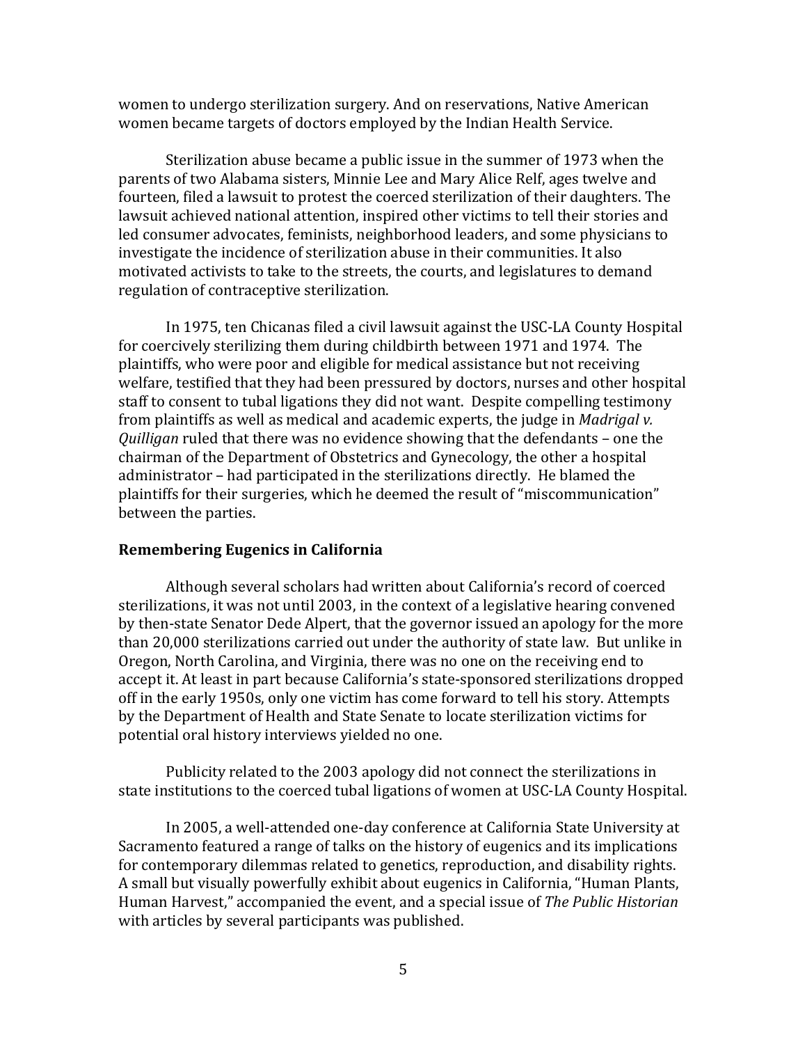women to undergo sterilization surgery. And on reservations, Native American women became targets of doctors employed by the Indian Health Service.

Sterilization abuse became a public issue in the summer of 1973 when the parents of two Alabama sisters, Minnie Lee and Mary Alice Relf, ages twelve and fourteen, filed a lawsuit to protest the coerced sterilization of their daughters. The lawsuit achieved national attention, inspired other victims to tell their stories and led consumer advocates, feminists, neighborhood leaders, and some physicians to investigate the incidence of sterilization abuse in their communities. It also motivated activists to take to the streets, the courts, and legislatures to demand regulation of contraceptive sterilization.

In 1975, ten Chicanas filed a civil lawsuit against the USC-LA County Hospital for coercively sterilizing them during childbirth between 1971 and 1974. The plaintiffs, who were poor and eligible for medical assistance but not receiving welfare, testified that they had been pressured by doctors, nurses and other hospital staff to consent to tubal ligations they did not want. Despite compelling testimony from plaintiffs as well as medical and academic experts, the judge in *Madrigal v. Quilligan* ruled that there was no evidence showing that the defendants – one the chairman of the Department of Obstetrics and Gynecology, the other a hospital administrator – had participated in the sterilizations directly. He blamed the plaintiffs for their surgeries, which he deemed the result of "miscommunication" between the parties.

**Remembering Eugenics in California**

Although several scholars had written about California's record of coerced sterilizations, it was not until 2003, in the context of a legislative hearing convened by then-state Senator Dede Alpert, that the governor issued an apology for the more than 20,000 sterilizations carried out under the authority of state law. But unlike in Oregon, North Carolina, and Virginia, there was no one on the receiving end to accept it. At least in part because California's state-sponsored sterilizations dropped off in the early 1950s, only one victim has come forward to tell his story. Attempts by the Department of Health and State Senate to locate sterilization victims for potential oral history interviews yielded no one.

Publicity related to the 2003 apology did not connect the sterilizations in state institutions to the coerced tubal ligations of women at USC-LA County Hospital.

In 2005, a well-attended one-day conference at California State University at Sacramento featured a range of talks on the history of eugenics and its implications for contemporary dilemmas related to genetics, reproduction, and disability rights. A small but visually powerfully exhibit about eugenics in California, "Human Plants, Human Harvest," accompanied the event, and a special issue of *The Public Historian* with articles by several participants was published.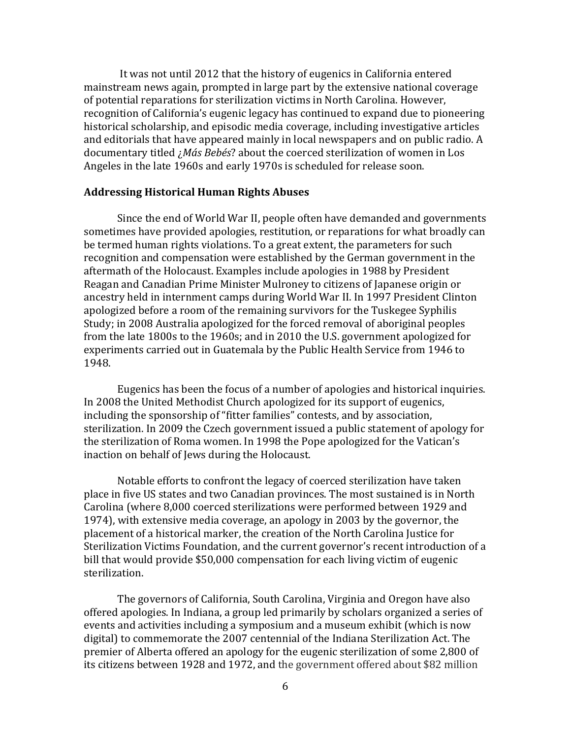It was not until 2012 that the history of eugenics in California entered mainstream news again, prompted in large part by the extensive national coverage of potential reparations for sterilization victims in North Carolina. However, recognition of California's eugenic legacy has continued to expand due to pioneering historical scholarship, and episodic media coverage, including investigative articles and editorials that have appeared mainly in local newspapers and on public radio. A documentary titled *¿Más Bebés*? about the coerced sterilization of women in Los Angeles in the late 1960s and early 1970s is scheduled for release soon.

**Addressing Historical Human Rights Abuses**

Since the end of World War II, people often have demanded and governments sometimes have provided apologies, restitution, or reparations for what broadly can be termed human rights violations. To a great extent, the parameters for such recognition and compensation were established by the German government in the aftermath of the Holocaust. Examples include apologies in 1988 by President Reagan and Canadian Prime Minister Mulroney to citizens of Japanese origin or ancestry held in internment camps during World War II. In 1997 President Clinton apologized before a room of the remaining survivors for the Tuskegee Syphilis Study; in 2008 Australia apologized for the forced removal of aboriginal peoples from the late 1800s to the 1960s; and in 2010 the U.S. government apologized for experiments carried out in Guatemala by the Public Health Service from 1946 to 1948.

Eugenics has been the focus of a number of apologies and historical inquiries. In 2008 the United Methodist Church apologized for its support of eugenics, including the sponsorship of "fitter families" contests, and by association, sterilization. In 2009 the Czech government issued a public statement of apology for the sterilization of Roma women. In 1998 the Pope apologized for the Vatican's inaction on behalf of Jews during the Holocaust.

Notable efforts to confront the legacy of coerced sterilization have taken place in five US states and two Canadian provinces. The most sustained is in North Carolina (where 8,000 coerced sterilizations were performed between 1929 and 1974), with extensive media coverage, an apology in 2003 by the governor, the placement of a historical marker, the creation of the North Carolina Justice for Sterilization Victims Foundation, and the current governor's recent introduction of a bill that would provide $50,000 compensation for each living victim of eugenic sterilization.

The governors of California, South Carolina, Virginia and Oregon have also offered apologies. In Indiana, a group led primarily by scholars organized a series of events and activities including a symposium and a museum exhibit (which is now digital) to commemorate the 2007 centennial of the Indiana Sterilization Act. The premier of Alberta offered an apology for the eugenic sterilization of some 2,800 of its citizens between 1928 and 1972, and the government offered about $82 million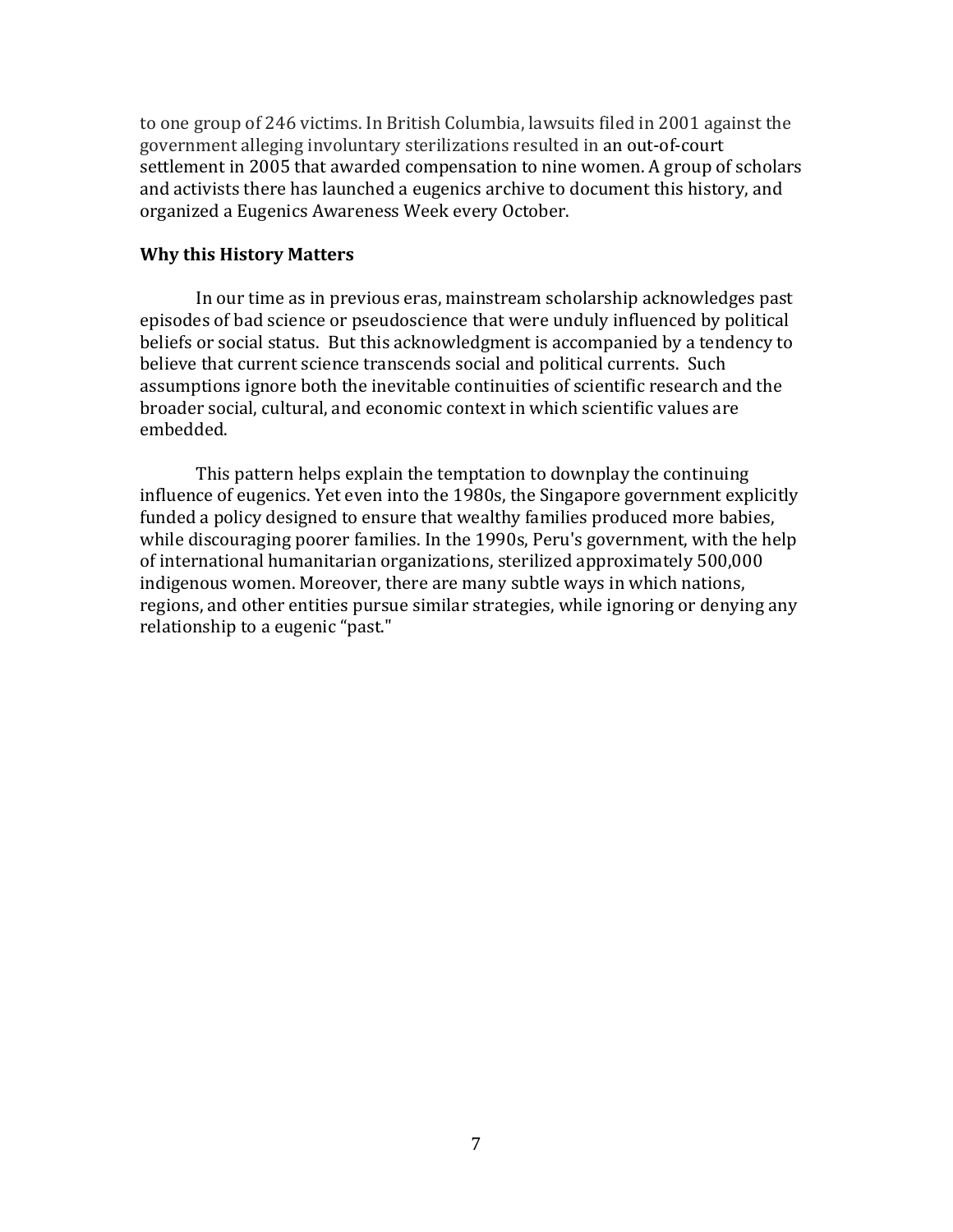to one group of 246 victims. In British Columbia, lawsuits filed in 2001 against the government alleging involuntary sterilizations resulted in an out-of-court settlement in 2005 that awarded compensation to nine women. A group of scholars and activists there has launched a eugenics archive to document this history, and organized a Eugenics Awareness Week every October.

**Why this History Matters**

In our time as in previous eras, mainstream scholarship acknowledges past episodes of bad science or pseudoscience that were unduly influenced by political beliefs or social status. But this acknowledgment is accompanied by a tendency to believe that current science transcends social and political currents. Such assumptions ignore both the inevitable continuities of scientific research and the broader social, cultural, and economic context in which scientific values are embedded.

This pattern helps explain the temptation to downplay the continuing influence of eugenics. Yet even into the 1980s, the Singapore government explicitly funded a policy designed to ensure that wealthy families produced more babies, while discouraging poorer families. In the 1990s, Peru's government, with the help of international humanitarian organizations, sterilized approximately 500,000 indigenous women. Moreover, there are many subtle ways in which nations, regions, and other entities pursue similar strategies, while ignoring or denying any relationship to a eugenic "past."